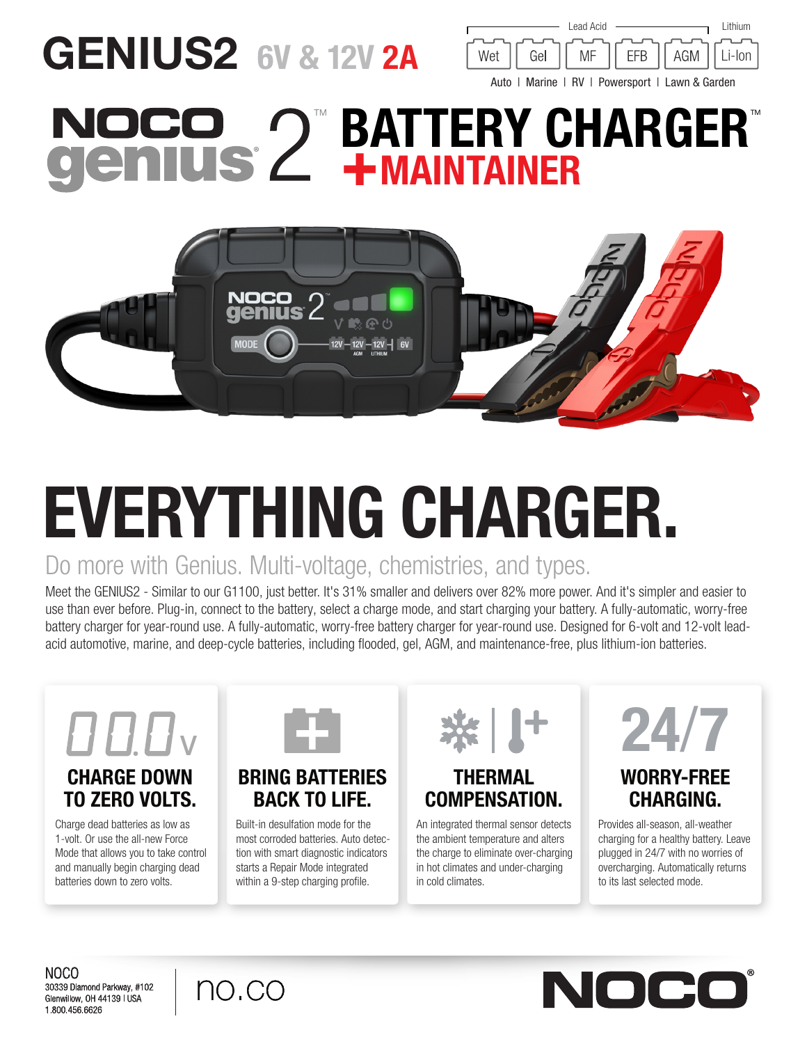# GENIUS2 6V & 12V 2A

Lead Acid | Lithium

Wet | Gel | MF | EFB | AGM | Li-Ion

Auto | Marine | RV | Powersport | Lawn & Garden

# NOCO genius® 2™ BATTERY CHARGER™ +MAINTAINER

# EVERYTHING CHARGER.

## Do more with Genius. Multi-voltage, chemistries, and types.

Meet the GENIUS2 - Similar to our G1100, just better. It's 31% smaller and delivers over 82% more power. And it's simpler and easier to use than ever before. Plug-in, connect to the battery, select a charge mode, and start charging your battery. A fully-automatic, worry-free battery charger for year-round use. A fully-automatic, worry-free battery charger for year-round use. Designed for 6-volt and 12-volt lead-acid automotive, marine, and deep-cycle batteries, including flooded, gel, AGM, and maintenance-free, plus lithium-ion batteries.

### CHARGE DOWN TO ZERO VOLTS.

Charge dead batteries as low as 1-volt. Or use the all-new Force Mode that allows you to take control and manually begin charging dead batteries down to zero volts.

### BRING BATTERIES BACK TO LIFE.

Built-in desulfation mode for the most corroded batteries. Auto detection with smart diagnostic indicators starts a Repair Mode integrated within a 9-step charging profile.

### THERMAL COMPENSATION.

An integrated thermal sensor detects the ambient temperature and alters the charge to eliminate over-charging in hot climates and under-charging in cold climates.

### 24/7 WORRY-FREE CHARGING.

Provides all-season, all-weather charging for a healthy battery. Leave plugged in 24/7 with no worries of overcharging. Automatically returns to its last selected mode.

NOCO
30339 Diamond Parkway, #102
Glenwillow, OH 44139 | USA
1.800.456.6626

no.co

NOCO®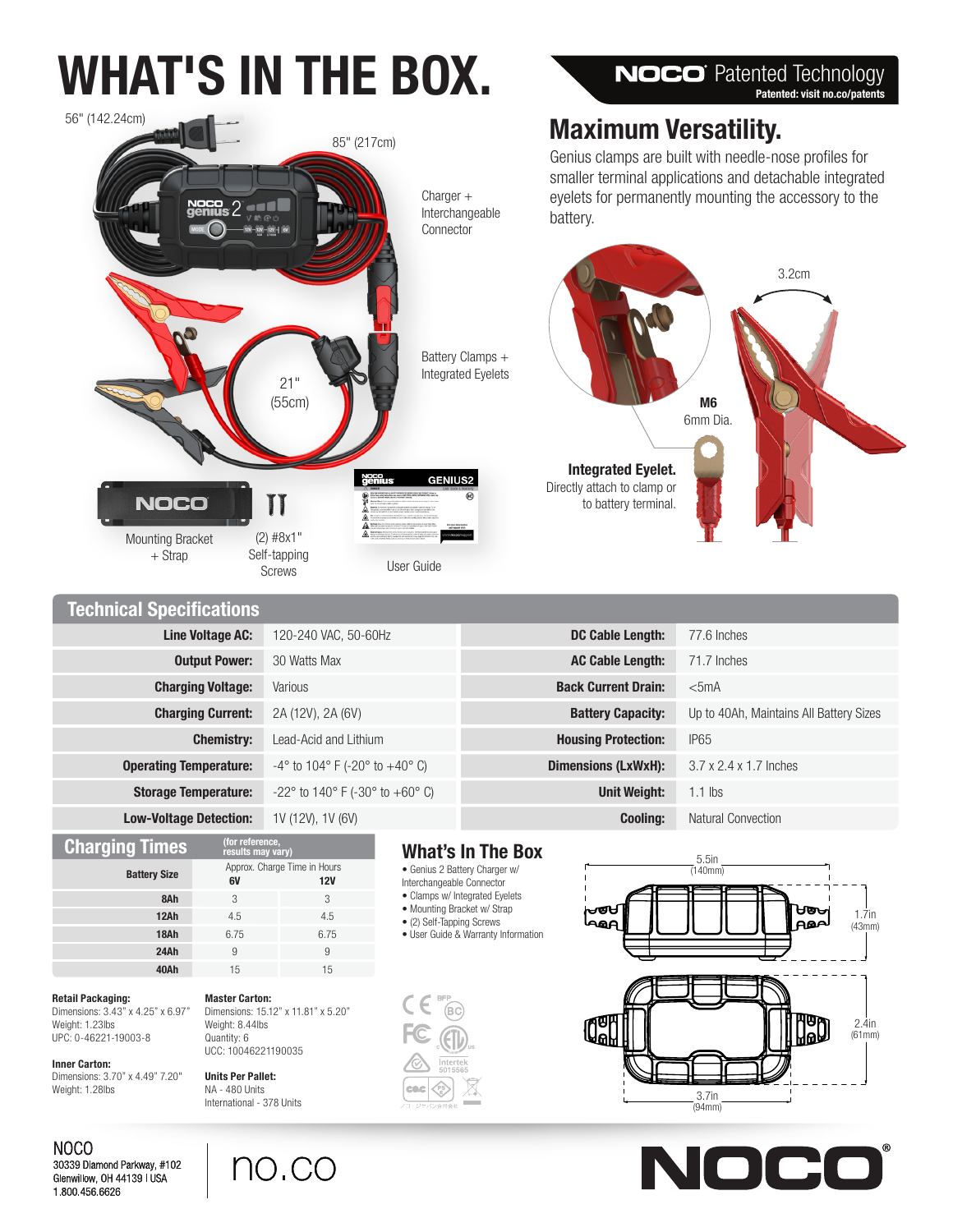# WHAT'S IN THE BOX.

56" (142.24cm)

85" (217cm)

Charger + Interchangeable Connector

Battery Clamps + Integrated Eyelets

21" (55cm)

Mounting Bracket + Strap

(2) #8x1" Self-tapping Screws

User Guide

**NOCO Patented Technology**
Patented: visit no.co/patents

## Maximum Versatility.

Genius clamps are built with needle-nose profiles for smaller terminal applications and detachable integrated eyelets for permanently mounting the accessory to the battery.

3.2cm

M6
6mm Dia.

**Integrated Eyelet.** Directly attach to clamp or to battery terminal.

## Technical Specifications

| | | | |
|---|---|---|---|
| **Line Voltage AC:** | 120-240 VAC, 50-60Hz | **DC Cable Length:** | 77.6 Inches |
| **Output Power:** | 30 Watts Max | **AC Cable Length:** | 71.7 Inches |
| **Charging Voltage:** | Various | **Back Current Drain:** | <5mA |
| **Charging Current:** | 2A (12V), 2A (6V) | **Battery Capacity:** | Up to 40Ah, Maintains All Battery Sizes |
| **Chemistry:** | Lead-Acid and Lithium | **Housing Protection:** | IP65 |
| **Operating Temperature:** | -4° to 104° F (-20° to +40° C) | **Dimensions (LxWxH):** | 3.7 x 2.4 x 1.7 Inches |
| **Storage Temperature:** | -22° to 140° F (-30° to +60° C) | **Unit Weight:** | 1.1 lbs |
| **Low-Voltage Detection:** | 1V (12V), 1V (6V) | **Cooling:** | Natural Convection |

## Charging Times (for reference, results may vary)

| Battery Size | Approx. Charge Time in Hours 6V | 12V |
|---|---|---|
| **8Ah** | 3 | 3 |
| **12Ah** | 4.5 | 4.5 |
| **18Ah** | 6.75 | 6.75 |
| **24Ah** | 9 | 9 |
| **40Ah** | 15 | 15 |

## What's In The Box

- Genius 2 Battery Charger w/ Interchangeable Connector
- Clamps w/ Integrated Eyelets
- Mounting Bracket w/ Strap
- (2) Self-Tapping Screws
- User Guide & Warranty Information

5.5in (140mm)

1.7in (43mm)

2.4in (61mm)

3.7in (94mm)

**Retail Packaging:**
Dimensions: 3.43" x 4.25" x 6.97"
Weight: 1.23lbs
UPC: 0-46221-19003-8

**Inner Carton:**
Dimensions: 3.70" x 4.49" 7.20"
Weight: 1.28lbs

**Master Carton:**
Dimensions: 15.12" x 11.81" x 5.20"
Weight: 8.44lbs
Quantity: 6
UCC: 10046221190035

**Units Per Pallet:**
NA - 480 Units
International - 378 Units

Intertek 5015565

NOCO
30339 Diamond Parkway, #102
Glenwillow, OH 44139 | USA
1.800.456.6626

no.co